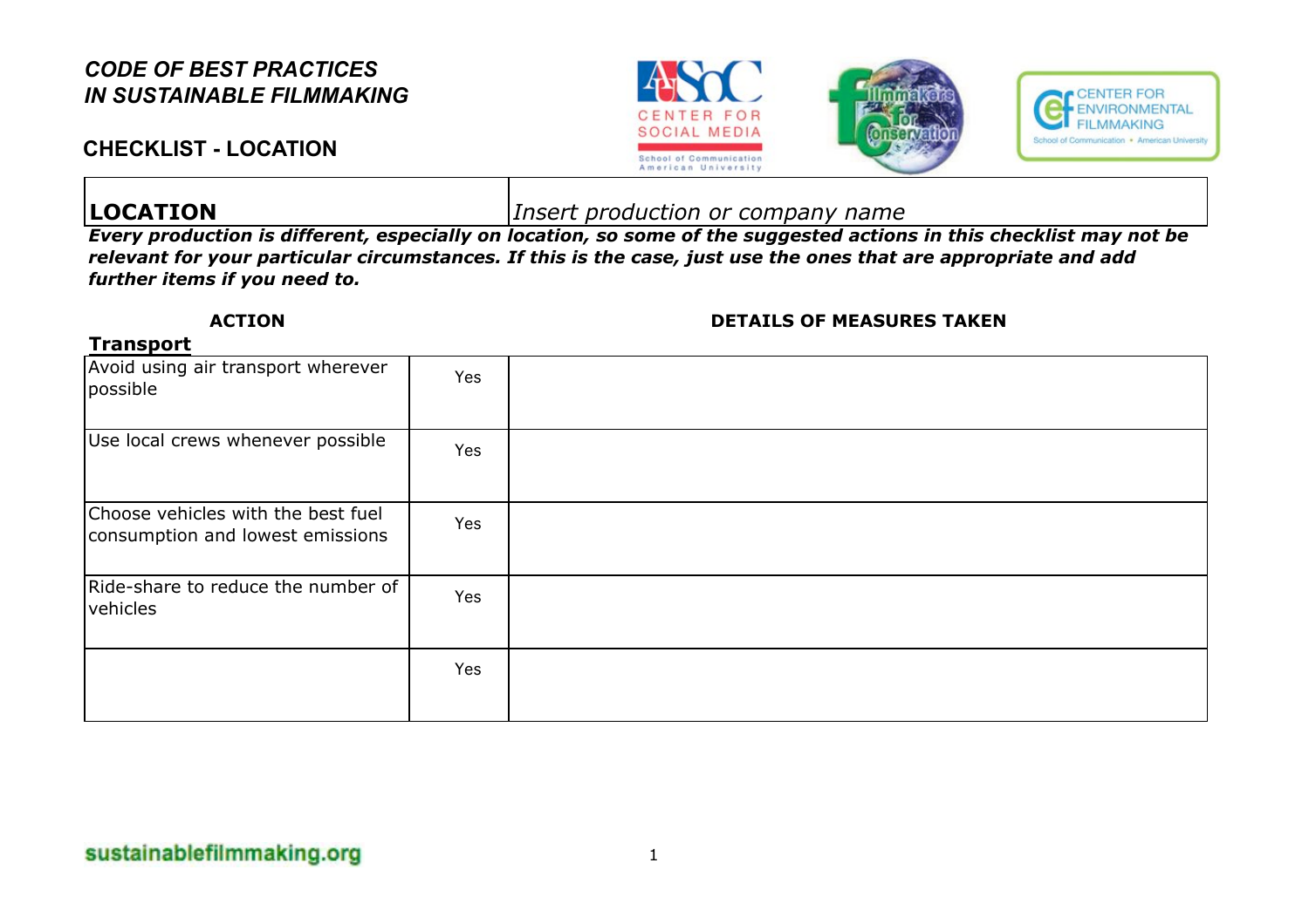# CODE OF BEST PRACTICES IN SUSTAINABLE FILMMAKING

## CHECKLIST - LOCATION

| **LOCATION** | *Insert production or company name* |
|---|---|

***Every production is different, especially on location, so some of the suggested actions in this checklist may not be relevant for your particular circumstances. If this is the case, just use the ones that are appropriate and add further items if you need to.***

**ACTION** | **DETAILS OF MEASURES TAKEN**

**Transport**

| ACTION | | DETAILS OF MEASURES TAKEN |
|---|---|---|
| Avoid using air transport wherever possible | Yes | |
| Use local crews whenever possible | Yes | |
| Choose vehicles with the best fuel consumption and lowest emissions | Yes | |
| Ride-share to reduce the number of vehicles | Yes | |
| | Yes | |

sustainablefilmmaking.org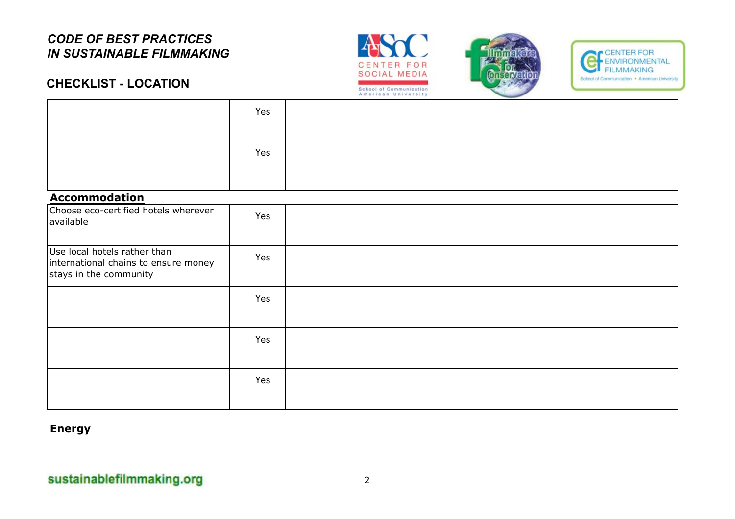*CODE OF BEST PRACTICES IN SUSTAINABLE FILMMAKING*

**CHECKLIST - LOCATION**

| | | |
|---|---|---|
| | Yes | |
| | Yes | |

**Accommodation**

| | | |
|---|---|---|
| Choose eco-certified hotels wherever available | Yes | |
| Use local hotels rather than international chains to ensure money stays in the community | Yes | |
| | Yes | |
| | Yes | |
| | Yes | |

**Energy**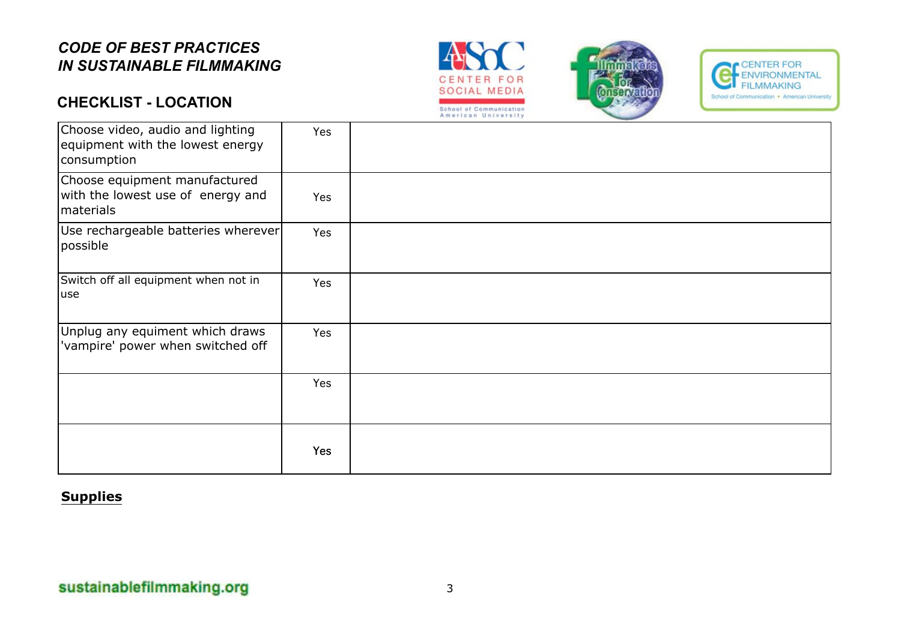*CODE OF BEST PRACTICES*
*IN SUSTAINABLE FILMMAKING*

## CHECKLIST - LOCATION

| | | |
|---|---|---|
| Choose video, audio and lighting equipment with the lowest energy consumption | Yes | |
| Choose equipment manufactured with the lowest use of energy and materials | Yes | |
| Use rechargeable batteries wherever possible | Yes | |
| Switch off all equipment when not in use | Yes | |
| Unplug any equiment which draws 'vampire' power when switched off | Yes | |
| | Yes | |
| | Yes | |

**Supplies**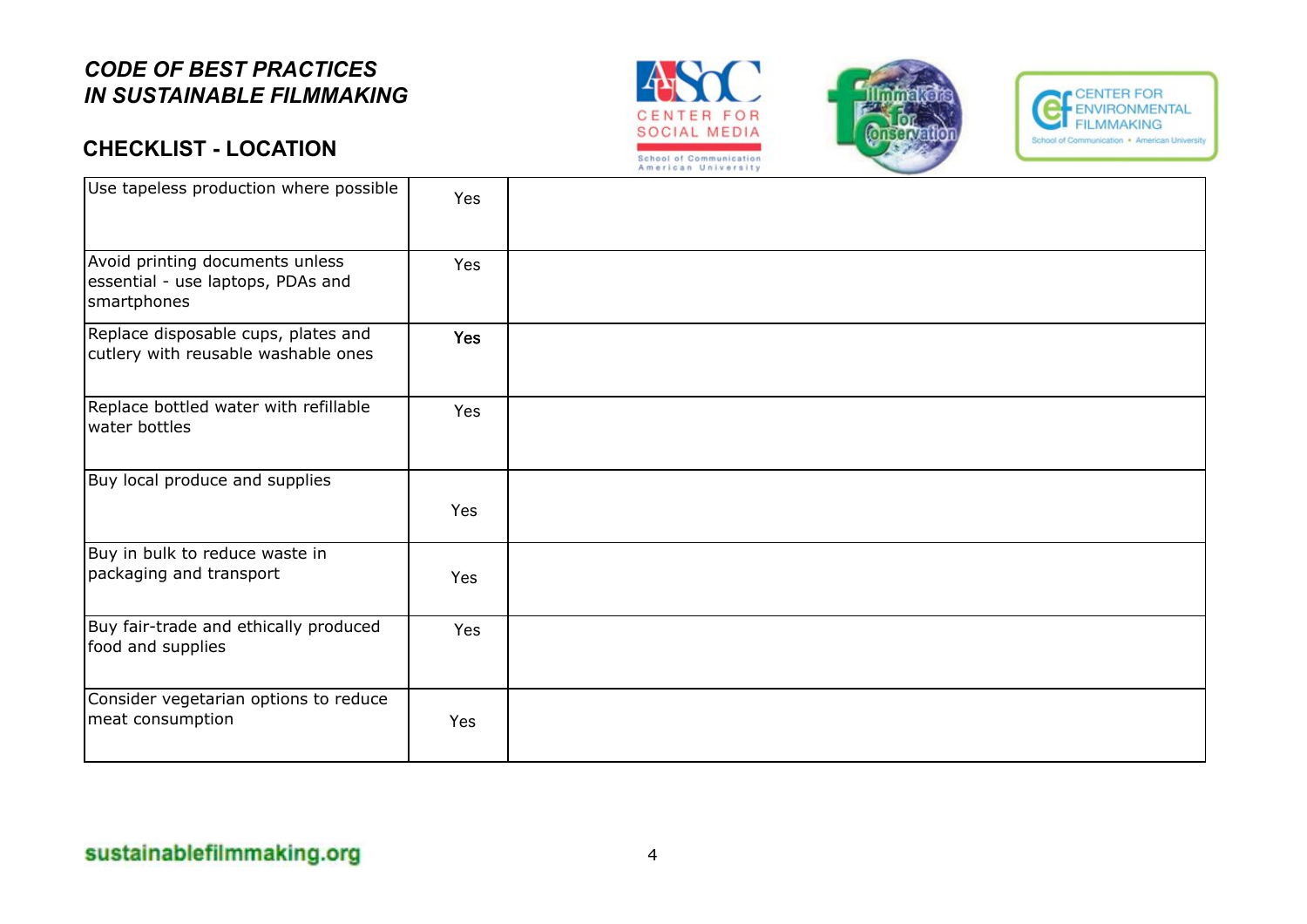*CODE OF BEST PRACTICES*
*IN SUSTAINABLE FILMMAKING*

## CHECKLIST - LOCATION

| | | |
|---|---|---|
| Use tapeless production where possible | Yes | |
| Avoid printing documents unless essential - use laptops, PDAs and smartphones | Yes | |
| Replace disposable cups, plates and cutlery with reusable washable ones | Yes | |
| Replace bottled water with refillable water bottles | Yes | |
| Buy local produce and supplies | Yes | |
| Buy in bulk to reduce waste in packaging and transport | Yes | |
| Buy fair-trade and ethically produced food and supplies | Yes | |
| Consider vegetarian options to reduce meat consumption | Yes | |

sustainablefilmmaking.org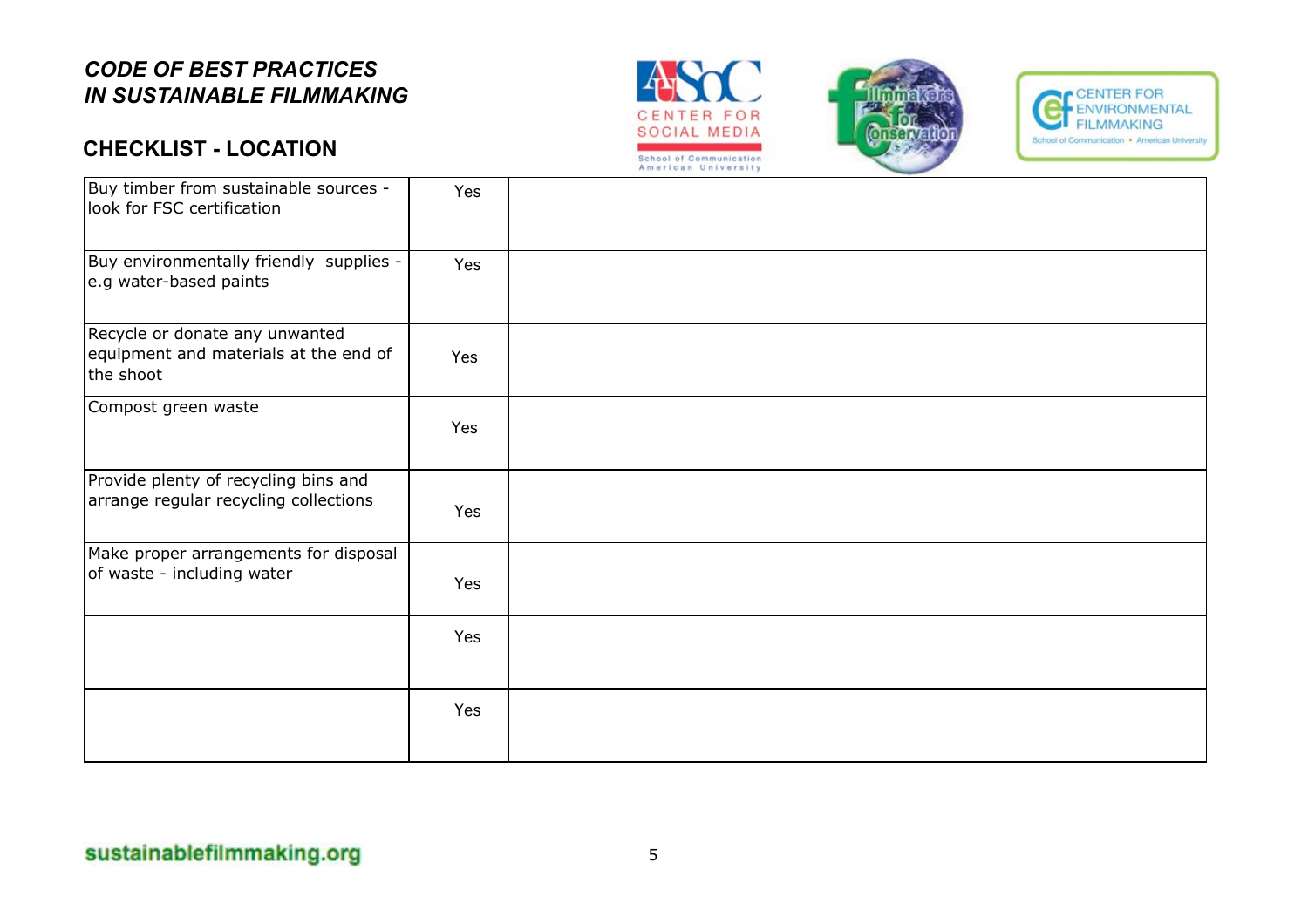*CODE OF BEST PRACTICES IN SUSTAINABLE FILMMAKING*

## CHECKLIST - LOCATION

| | | |
|---|---|---|
| Buy timber from sustainable sources - look for FSC certification | Yes | |
| Buy environmentally friendly supplies - e.g water-based paints | Yes | |
| Recycle or donate any unwanted equipment and materials at the end of the shoot | Yes | |
| Compost green waste | Yes | |
| Provide plenty of recycling bins and arrange regular recycling collections | Yes | |
| Make proper arrangements for disposal of waste - including water | Yes | |
| | Yes | |
| | Yes | |

sustainablefilmmaking.org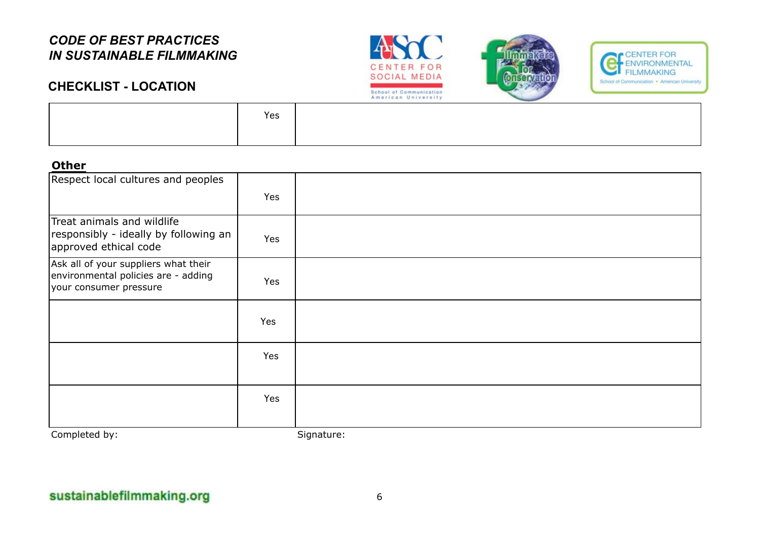*CODE OF BEST PRACTICES*
*IN SUSTAINABLE FILMMAKING*

**CHECKLIST - LOCATION**

| | | |
|---|---|---|
| | Yes | |

**Other**

| | | |
|---|---|---|
| Respect local cultures and peoples | Yes | |
| Treat animals and wildlife responsibly - ideally by following an approved ethical code | Yes | |
| Ask all of your suppliers what their environmental policies are - adding your consumer pressure | Yes | |
| | Yes | |
| | Yes | |
| | Yes | |

Completed by: Signature:

sustainablefilmmaking.org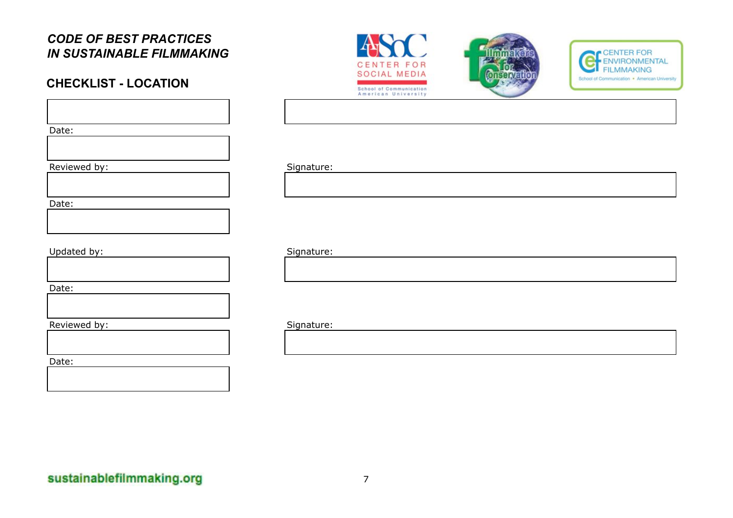*CODE OF BEST PRACTICES*
*IN SUSTAINABLE FILMMAKING*

## CHECKLIST - LOCATION

Date:

Reviewed by:

Signature:

Date:

Updated by:

Signature:

Date:

Reviewed by:

Signature:

Date:

sustainablefilmmaking.org